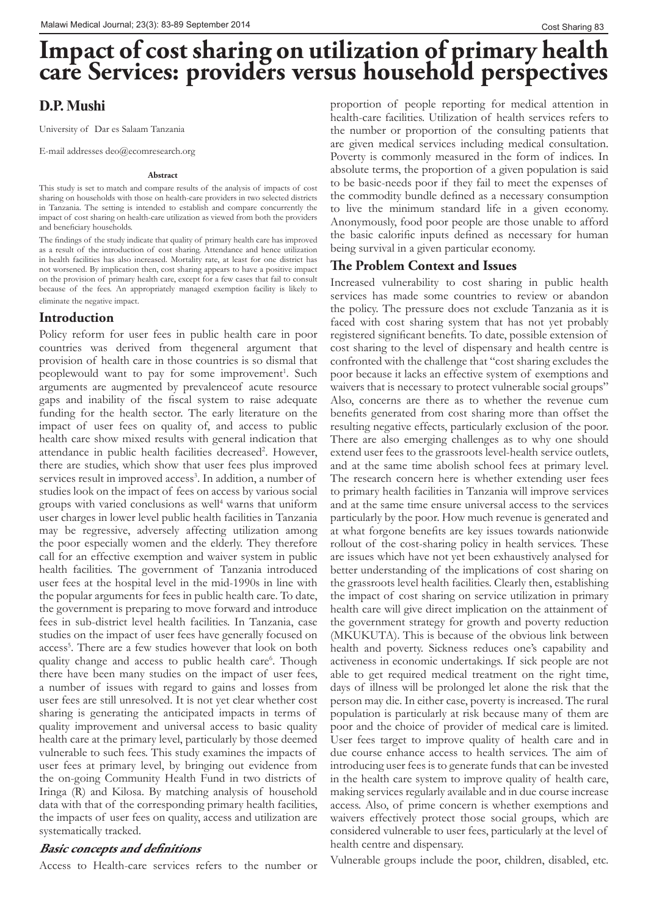# Impact of cost sharing on utilization of primary health care Services: providers versus household perspectives

## D.P. Mushi

University of Dar es Salaam Tanzania

E-mail addresses deo@ecomresearch.org

**Abstract**

This study is set to match and compare results of the analysis of impacts of cost sharing on households with those on health-care providers in two selected districts in Tanzania. The setting is intended to establish and compare concurrently the impact of cost sharing on health-care utilization as viewed from both the providers and beneficiary households.

The findings of the study indicate that quality of primary health care has improved as a result of the introduction of cost sharing. Attendance and hence utilization in health facilities has also increased. Mortality rate, at least for one district has not worsened. By implication then, cost sharing appears to have a positive impact on the provision of primary health care, except for a few cases that fail to consult because of the fees. An appropriately managed exemption facility is likely to eliminate the negative impact.

## Introduction

Policy reform for user fees in public health care in poor countries was derived from thegeneral argument that provision of health care in those countries is so dismal that peoplewould want to pay for some improvement[1]. Such arguments are augmented by prevalenceof acute resource gaps and inability of the fiscal system to raise adequate funding for the health sector. The early literature on the impact of user fees on quality of, and access to public health care show mixed results with general indication that attendance in public health facilities decreased[2]. However, there are studies, which show that user fees plus improved services result in improved access[3]. In addition, a number of studies look on the impact of fees on access by various social groups with varied conclusions as well[4] warns that uniform user charges in lower level public health facilities in Tanzania may be regressive, adversely affecting utilization among the poor especially women and the elderly. They therefore call for an effective exemption and waiver system in public health facilities. The government of Tanzania introduced user fees at the hospital level in the mid-1990s in line with the popular arguments for fees in public health care. To date, the government is preparing to move forward and introduce fees in sub-district level health facilities. In Tanzania, case studies on the impact of user fees have generally focused on access[5]. There are a few studies however that look on both quality change and access to public health care[6]. Though there have been many studies on the impact of user fees, a number of issues with regard to gains and losses from user fees are still unresolved. It is not yet clear whether cost sharing is generating the anticipated impacts in terms of quality improvement and universal access to basic quality health care at the primary level, particularly by those deemed vulnerable to such fees. This study examines the impacts of user fees at primary level, by bringing out evidence from the on-going Community Health Fund in two districts of Iringa (R) and Kilosa. By matching analysis of household data with that of the corresponding primary health facilities, the impacts of user fees on quality, access and utilization are systematically tracked.

### *Basic concepts and definitions*

Access to Health-care services refers to the number or proportion of people reporting for medical attention in health-care facilities. Utilization of health services refers to the number or proportion of the consulting patients that are given medical services including medical consultation. Poverty is commonly measured in the form of indices. In absolute terms, the proportion of a given population is said to be basic-needs poor if they fail to meet the expenses of the commodity bundle defined as a necessary consumption to live the minimum standard life in a given economy. Anonymously, food poor people are those unable to afford the basic calorific inputs defined as necessary for human being survival in a given particular economy.

## The Problem Context and Issues

Increased vulnerability to cost sharing in public health services has made some countries to review or abandon the policy. The pressure does not exclude Tanzania as it is faced with cost sharing system that has not yet probably registered significant benefits. To date, possible extension of cost sharing to the level of dispensary and health centre is confronted with the challenge that "cost sharing excludes the poor because it lacks an effective system of exemptions and waivers that is necessary to protect vulnerable social groups" Also, concerns are there as to whether the revenue cum benefits generated from cost sharing more than offset the resulting negative effects, particularly exclusion of the poor. There are also emerging challenges as to why one should extend user fees to the grassroots level-health service outlets, and at the same time abolish school fees at primary level. The research concern here is whether extending user fees to primary health facilities in Tanzania will improve services and at the same time ensure universal access to the services particularly by the poor. How much revenue is generated and at what forgone benefits are key issues towards nationwide rollout of the cost-sharing policy in health services. These are issues which have not yet been exhaustively analysed for better understanding of the implications of cost sharing on the grassroots level health facilities. Clearly then, establishing the impact of cost sharing on service utilization in primary health care will give direct implication on the attainment of the government strategy for growth and poverty reduction (MKUKUTA). This is because of the obvious link between health and poverty. Sickness reduces one's capability and activeness in economic undertakings. If sick people are not able to get required medical treatment on the right time, days of illness will be prolonged let alone the risk that the person may die. In either case, poverty is increased. The rural population is particularly at risk because many of them are poor and the choice of provider of medical care is limited. User fees target to improve quality of health care and in due course enhance access to health services. The aim of introducing user fees is to generate funds that can be invested in the health care system to improve quality of health care, making services regularly available and in due course increase access. Also, of prime concern is whether exemptions and waivers effectively protect those social groups, which are considered vulnerable to user fees, particularly at the level of health centre and dispensary.

Vulnerable groups include the poor, children, disabled, etc.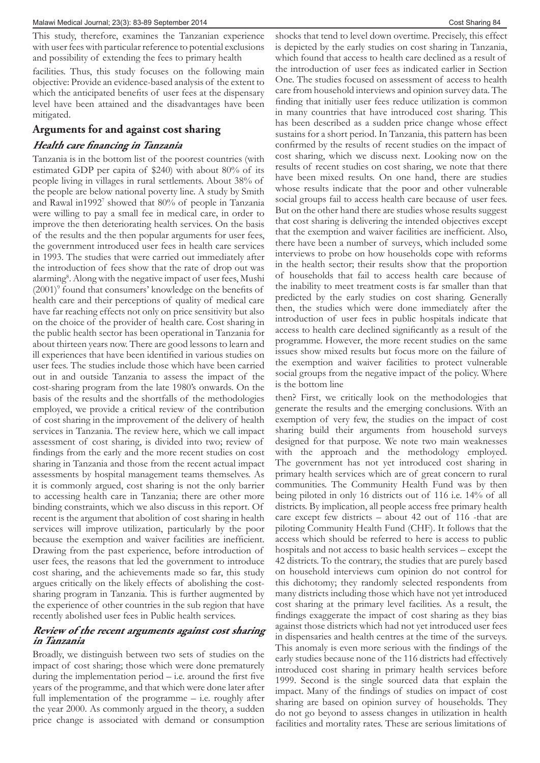This study, therefore, examines the Tanzanian experience with user fees with particular reference to potential exclusions and possibility of extending the fees to primary health facilities. Thus, this study focuses on the following main objective: Provide an evidence-based analysis of the extent to which the anticipated benefits of user fees at the dispensary level have been attained and the disadvantages have been mitigated.

## Arguments for and against cost sharing

### *Health care financing in Tanzania*

Tanzania is in the bottom list of the poorest countries (with estimated GDP per capita of $240) with about 80% of its people living in villages in rural settlements. About 38% of the people are below national poverty line. A study by Smith and Rawal in1992[7] showed that 80% of people in Tanzania were willing to pay a small fee in medical care, in order to improve the then deteriorating health services. On the basis of the results and the then popular arguments for user fees, the government introduced user fees in health care services in 1993. The studies that were carried out immediately after the introduction of fees show that the rate of drop out was alarming[8]. Along with the negative impact of user fees, Mushi (2001)[9] found that consumers' knowledge on the benefits of health care and their perceptions of quality of medical care have far reaching effects not only on price sensitivity but also on the choice of the provider of health care. Cost sharing in the public health sector has been operational in Tanzania for about thirteen years now. There are good lessons to learn and ill experiences that have been identified in various studies on user fees. The studies include those which have been carried out in and outside Tanzania to assess the impact of the cost-sharing program from the late 1980's onwards. On the basis of the results and the shortfalls of the methodologies employed, we provide a critical review of the contribution of cost sharing in the improvement of the delivery of health services in Tanzania. The review here, which we call impact assessment of cost sharing, is divided into two; review of findings from the early and the more recent studies on cost sharing in Tanzania and those from the recent actual impact assessments by hospital management teams themselves. As it is commonly argued, cost sharing is not the only barrier to accessing health care in Tanzania; there are other more binding constraints, which we also discuss in this report. Of recent is the argument that abolition of cost sharing in health services will improve utilization, particularly by the poor because the exemption and waiver facilities are inefficient. Drawing from the past experience, before introduction of user fees, the reasons that led the government to introduce cost sharing, and the achievements made so far, this study argues critically on the likely effects of abolishing the cost-sharing program in Tanzania. This is further augmented by the experience of other countries in the sub region that have recently abolished user fees in Public health services.

### *Review of the recent arguments against cost sharing in Tanzania*

Broadly, we distinguish between two sets of studies on the impact of cost sharing; those which were done prematurely during the implementation period – i.e. around the first five years of the programme, and that which were done later after full implementation of the programme – i.e. roughly after the year 2000. As commonly argued in the theory, a sudden price change is associated with demand or consumption shocks that tend to level down overtime. Precisely, this effect is depicted by the early studies on cost sharing in Tanzania, which found that access to health care declined as a result of the introduction of user fees as indicated earlier in Section One. The studies focused on assessment of access to health care from household interviews and opinion survey data. The finding that initially user fees reduce utilization is common in many countries that have introduced cost sharing. This has been described as a sudden price change whose effect sustains for a short period. In Tanzania, this pattern has been confirmed by the results of recent studies on the impact of cost sharing, which we discuss next. Looking now on the results of recent studies on cost sharing, we note that there have been mixed results. On one hand, there are studies whose results indicate that the poor and other vulnerable social groups fail to access health care because of user fees. But on the other hand there are studies whose results suggest that cost sharing is delivering the intended objectives except that the exemption and waiver facilities are inefficient. Also, there have been a number of surveys, which included some interviews to probe on how households cope with reforms in the health sector; their results show that the proportion of households that fail to access health care because of the inability to meet treatment costs is far smaller than that predicted by the early studies on cost sharing. Generally then, the studies which were done immediately after the introduction of user fees in public hospitals indicate that access to health care declined significantly as a result of the programme. However, the more recent studies on the same issues show mixed results but focus more on the failure of the exemption and waiver facilities to protect vulnerable social groups from the negative impact of the policy. Where is the bottom line then? First, we critically look on the methodologies that generate the results and the emerging conclusions. With an exemption of very few, the studies on the impact of cost sharing build their arguments from household surveys designed for that purpose. We note two main weaknesses with the approach and the methodology employed. The government has not yet introduced cost sharing in primary health services which are of great concern to rural communities. The Community Health Fund was by then being piloted in only 16 districts out of 116 i.e. 14% of all districts. By implication, all people access free primary health care except few districts – about 42 out of 116 -that are piloting Community Health Fund (CHF). It follows that the access which should be referred to here is access to public hospitals and not access to basic health services – except the 42 districts. To the contrary, the studies that are purely based on household interviews cum opinion do not control for this dichotomy; they randomly selected respondents from many districts including those which have not yet introduced cost sharing at the primary level facilities. As a result, the findings exaggerate the impact of cost sharing as they bias against those districts which had not yet introduced user fees in dispensaries and health centres at the time of the surveys. This anomaly is even more serious with the findings of the early studies because none of the 116 districts had effectively introduced cost sharing in primary health services before 1999. Second is the single sourced data that explain the impact. Many of the findings of studies on impact of cost sharing are based on opinion survey of households. They do not go beyond to assess changes in utilization in health facilities and mortality rates. These are serious limitations of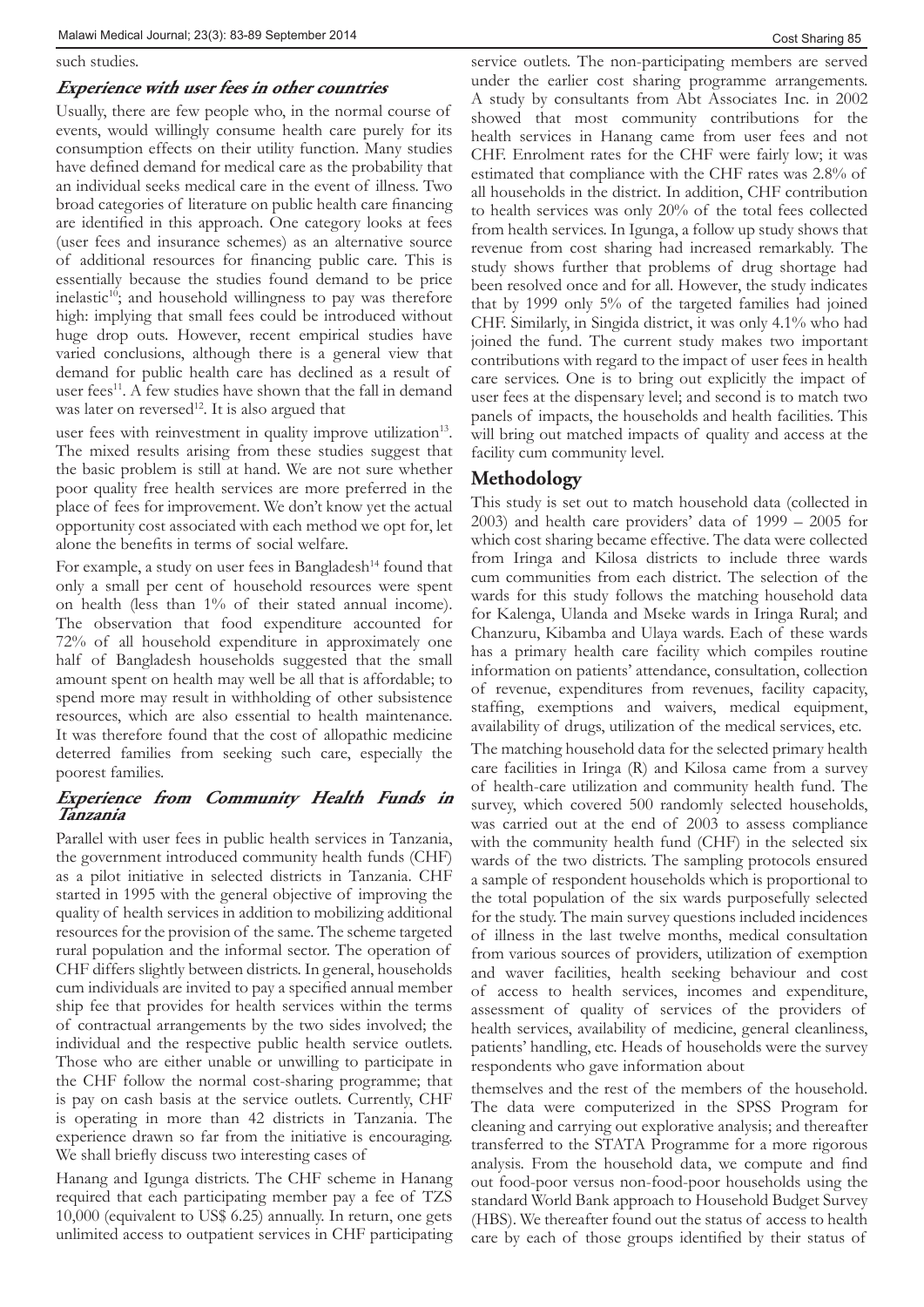such studies.

### *Experience with user fees in other countries*

Usually, there are few people who, in the normal course of events, would willingly consume health care purely for its consumption effects on their utility function. Many studies have defined demand for medical care as the probability that an individual seeks medical care in the event of illness. Two broad categories of literature on public health care financing are identified in this approach. One category looks at fees (user fees and insurance schemes) as an alternative source of additional resources for financing public care. This is essentially because the studies found demand to be price inelastic[10]; and household willingness to pay was therefore high: implying that small fees could be introduced without huge drop outs. However, recent empirical studies have varied conclusions, although there is a general view that demand for public health care has declined as a result of user fees[11]. A few studies have shown that the fall in demand was later on reversed[12]. It is also argued that user fees with reinvestment in quality improve utilization[13]. The mixed results arising from these studies suggest that the basic problem is still at hand. We are not sure whether poor quality free health services are more preferred in the place of fees for improvement. We don't know yet the actual opportunity cost associated with each method we opt for, let alone the benefits in terms of social welfare.

For example, a study on user fees in Bangladesh[14] found that only a small per cent of household resources were spent on health (less than 1% of their stated annual income). The observation that food expenditure accounted for 72% of all household expenditure in approximately one half of Bangladesh households suggested that the small amount spent on health may well be all that is affordable; to spend more may result in withholding of other subsistence resources, which are also essential to health maintenance. It was therefore found that the cost of allopathic medicine deterred families from seeking such care, especially the poorest families.

### *Experience from Community Health Funds in Tanzania*

Parallel with user fees in public health services in Tanzania, the government introduced community health funds (CHF) as a pilot initiative in selected districts in Tanzania. CHF started in 1995 with the general objective of improving the quality of health services in addition to mobilizing additional resources for the provision of the same. The scheme targeted rural population and the informal sector. The operation of CHF differs slightly between districts. In general, households cum individuals are invited to pay a specified annual member ship fee that provides for health services within the terms of contractual arrangements by the two sides involved; the individual and the respective public health service outlets. Those who are either unable or unwilling to participate in the CHF follow the normal cost-sharing programme; that is pay on cash basis at the service outlets. Currently, CHF is operating in more than 42 districts in Tanzania. The experience drawn so far from the initiative is encouraging. We shall briefly discuss two interesting cases of Hanang and Igunga districts. The CHF scheme in Hanang required that each participating member pay a fee of TZS 10,000 (equivalent to US$ 6.25) annually. In return, one gets unlimited access to outpatient services in CHF participating service outlets. The non-participating members are served under the earlier cost sharing programme arrangements. A study by consultants from Abt Associates Inc. in 2002 showed that most community contributions for the health services in Hanang came from user fees and not CHF. Enrolment rates for the CHF were fairly low; it was estimated that compliance with the CHF rates was 2.8% of all households in the district. In addition, CHF contribution to health services was only 20% of the total fees collected from health services. In Igunga, a follow up study shows that revenue from cost sharing had increased remarkably. The study shows further that problems of drug shortage had been resolved once and for all. However, the study indicates that by 1999 only 5% of the targeted families had joined CHF. Similarly, in Singida district, it was only 4.1% who had joined the fund. The current study makes two important contributions with regard to the impact of user fees in health care services. One is to bring out explicitly the impact of user fees at the dispensary level; and second is to match two panels of impacts, the households and health facilities. This will bring out matched impacts of quality and access at the facility cum community level.

## Methodology

This study is set out to match household data (collected in 2003) and health care providers' data of 1999 – 2005 for which cost sharing became effective. The data were collected from Iringa and Kilosa districts to include three wards cum communities from each district. The selection of the wards for this study follows the matching household data for Kalenga, Ulanda and Mseke wards in Iringa Rural; and Chanzuru, Kibamba and Ulaya wards. Each of these wards has a primary health care facility which compiles routine information on patients' attendance, consultation, collection of revenue, expenditures from revenues, facility capacity, staffing, exemptions and waivers, medical equipment, availability of drugs, utilization of the medical services, etc.

The matching household data for the selected primary health care facilities in Iringa (R) and Kilosa came from a survey of health-care utilization and community health fund. The survey, which covered 500 randomly selected households, was carried out at the end of 2003 to assess compliance with the community health fund (CHF) in the selected six wards of the two districts. The sampling protocols ensured a sample of respondent households which is proportional to the total population of the six wards purposefully selected for the study. The main survey questions included incidences of illness in the last twelve months, medical consultation from various sources of providers, utilization of exemption and waver facilities, health seeking behaviour and cost of access to health services, incomes and expenditure, assessment of quality of services of the providers of health services, availability of medicine, general cleanliness, patients' handling, etc. Heads of households were the survey respondents who gave information about themselves and the rest of the members of the household. The data were computerized in the SPSS Program for cleaning and carrying out explorative analysis; and thereafter transferred to the STATA Programme for a more rigorous analysis. From the household data, we compute and find out food-poor versus non-food-poor households using the standard World Bank approach to Household Budget Survey (HBS). We thereafter found out the status of access to health care by each of those groups identified by their status of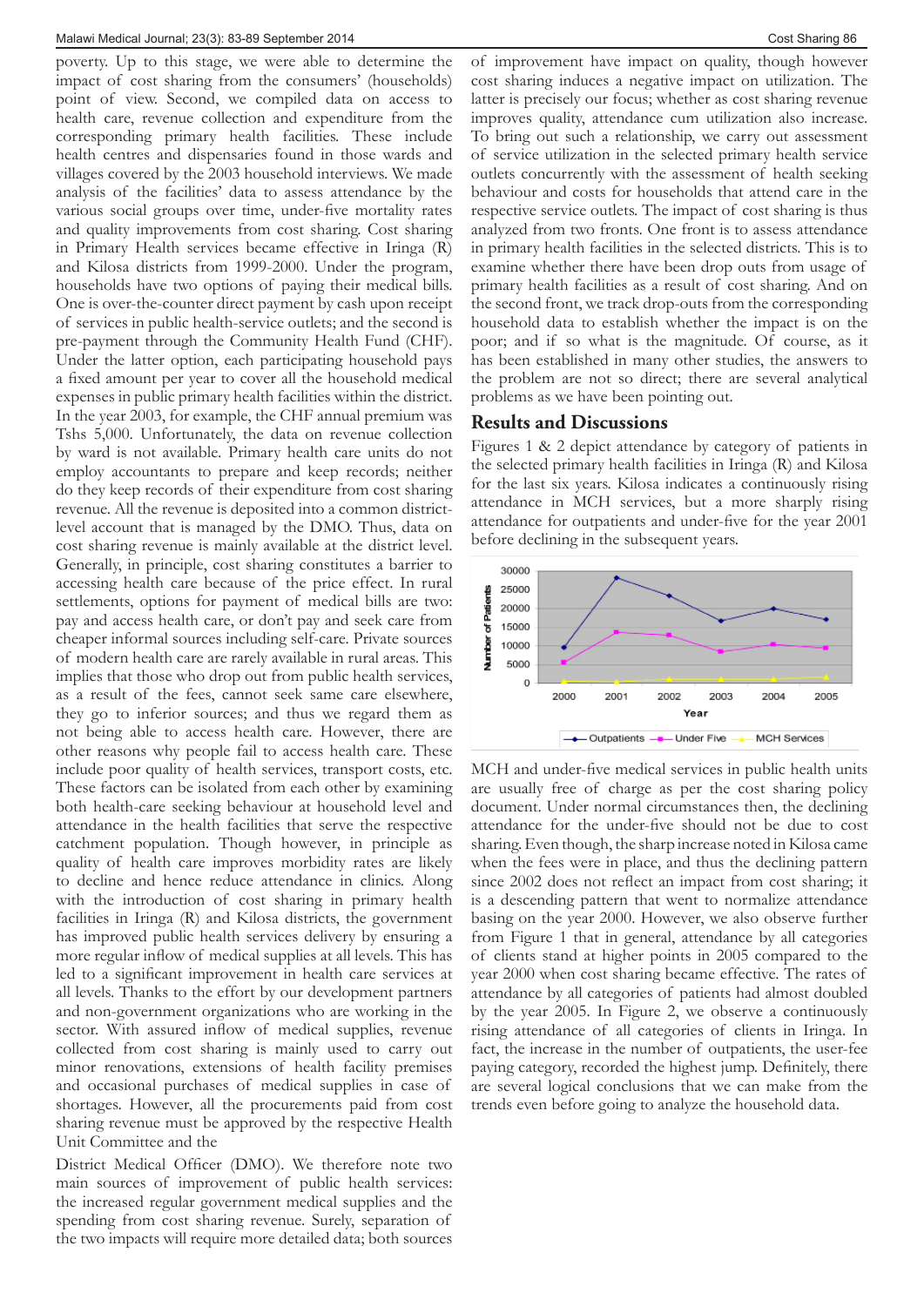poverty. Up to this stage, we were able to determine the impact of cost sharing from the consumers' (households) point of view. Second, we compiled data on access to health care, revenue collection and expenditure from the corresponding primary health facilities. These include health centres and dispensaries found in those wards and villages covered by the 2003 household interviews. We made analysis of the facilities' data to assess attendance by the various social groups over time, under-five mortality rates and quality improvements from cost sharing. Cost sharing in Primary Health services became effective in Iringa (R) and Kilosa districts from 1999-2000. Under the program, households have two options of paying their medical bills. One is over-the-counter direct payment by cash upon receipt of services in public health-service outlets; and the second is pre-payment through the Community Health Fund (CHF). Under the latter option, each participating household pays a fixed amount per year to cover all the household medical expenses in public primary health facilities within the district. In the year 2003, for example, the CHF annual premium was Tshs 5,000. Unfortunately, the data on revenue collection by ward is not available. Primary health care units do not employ accountants to prepare and keep records; neither do they keep records of their expenditure from cost sharing revenue. All the revenue is deposited into a common district-level account that is managed by the DMO. Thus, data on cost sharing revenue is mainly available at the district level. Generally, in principle, cost sharing constitutes a barrier to accessing health care because of the price effect. In rural settlements, options for payment of medical bills are two: pay and access health care, or don't pay and seek care from cheaper informal sources including self-care. Private sources of modern health care are rarely available in rural areas. This implies that those who drop out from public health services, as a result of the fees, cannot seek same care elsewhere, they go to inferior sources; and thus we regard them as not being able to access health care. However, there are other reasons why people fail to access health care. These include poor quality of health services, transport costs, etc. These factors can be isolated from each other by examining both health-care seeking behaviour at household level and attendance in the health facilities that serve the respective catchment population. Though however, in principle as quality of health care improves morbidity rates are likely to decline and hence reduce attendance in clinics. Along with the introduction of cost sharing in primary health facilities in Iringa (R) and Kilosa districts, the government has improved public health services delivery by ensuring a more regular inflow of medical supplies at all levels. This has led to a significant improvement in health care services at all levels. Thanks to the effort by our development partners and non-government organizations who are working in the sector. With assured inflow of medical supplies, revenue collected from cost sharing is mainly used to carry out minor renovations, extensions of health facility premises and occasional purchases of medical supplies in case of shortages. However, all the procurements paid from cost sharing revenue must be approved by the respective Health Unit Committee and the

District Medical Officer (DMO). We therefore note two main sources of improvement of public health services: the increased regular government medical supplies and the spending from cost sharing revenue. Surely, separation of the two impacts will require more detailed data; both sources of improvement have impact on quality, though however cost sharing induces a negative impact on utilization. The latter is precisely our focus; whether as cost sharing revenue improves quality, attendance cum utilization also increase. To bring out such a relationship, we carry out assessment of service utilization in the selected primary health service outlets concurrently with the assessment of health seeking behaviour and costs for households that attend care in the respective service outlets. The impact of cost sharing is thus analyzed from two fronts. One front is to assess attendance in primary health facilities in the selected districts. This is to examine whether there have been drop outs from usage of primary health facilities as a result of cost sharing. And on the second front, we track drop-outs from the corresponding household data to establish whether the impact is on the poor; and if so what is the magnitude. Of course, as it has been established in many other studies, the answers to the problem are not so direct; there are several analytical problems as we have been pointing out.

## Results and Discussions

Figures 1 & 2 depict attendance by category of patients in the selected primary health facilities in Iringa (R) and Kilosa for the last six years. Kilosa indicates a continuously rising attendance in MCH services, but a more sharply rising attendance for outpatients and under-five for the year 2001 before declining in the subsequent years.

MCH and under-five medical services in public health units are usually free of charge as per the cost sharing policy document. Under normal circumstances then, the declining attendance for the under-five should not be due to cost sharing. Even though, the sharp increase noted in Kilosa came when the fees were in place, and thus the declining pattern since 2002 does not reflect an impact from cost sharing; it is a descending pattern that went to normalize attendance basing on the year 2000. However, we also observe further from Figure 1 that in general, attendance by all categories of clients stand at higher points in 2005 compared to the year 2000 when cost sharing became effective. The rates of attendance by all categories of patients had almost doubled by the year 2005. In Figure 2, we observe a continuously rising attendance of all categories of clients in Iringa. In fact, the increase in the number of outpatients, the user-fee paying category, recorded the highest jump. Definitely, there are several logical conclusions that we can make from the trends even before going to analyze the household data.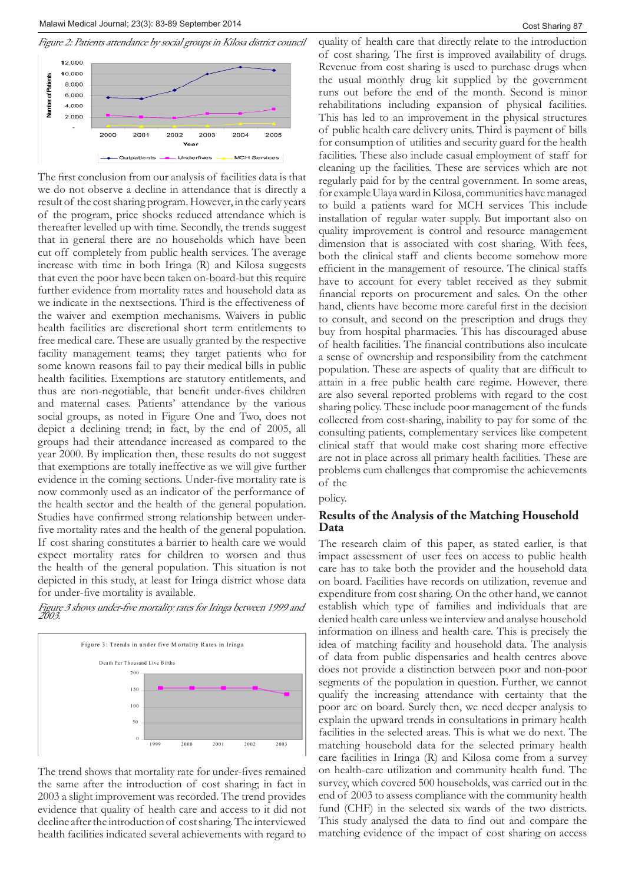*Figure 2: Patients attendance by social groups in Kilosa district council*

The first conclusion from our analysis of facilities data is that we do not observe a decline in attendance that is directly a result of the cost sharing program. However, in the early years of the program, price shocks reduced attendance which is thereafter levelled up with time. Secondly, the trends suggest that in general there are no households which have been cut off completely from public health services. The average increase with time in both Iringa (R) and Kilosa suggests that even the poor have been taken on-board-but this require further evidence from mortality rates and household data as we indicate in the nextsections. Third is the effectiveness of the waiver and exemption mechanisms. Waivers in public health facilities are discretional short term entitlements to free medical care. These are usually granted by the respective facility management teams; they target patients who for some known reasons fail to pay their medical bills in public health facilities. Exemptions are statutory entitlements, and thus are non-negotiable, that benefit under-fives children and maternal cases. Patients' attendance by the various social groups, as noted in Figure One and Two, does not depict a declining trend; in fact, by the end of 2005, all groups had their attendance increased as compared to the year 2000. By implication then, these results do not suggest that exemptions are totally ineffective as we will give further evidence in the coming sections. Under-five mortality rate is now commonly used as an indicator of the performance of the health sector and the health of the general population. Studies have confirmed strong relationship between under-five mortality rates and the health of the general population. If cost sharing constitutes a barrier to health care we would expect mortality rates for children to worsen and thus the health of the general population. This situation is not depicted in this study, at least for Iringa district whose data for under-five mortality is available.

*Figure 3 shows under-five mortality rates for Iringa between 1999 and 2003.*

The trend shows that mortality rate for under-fives remained the same after the introduction of cost sharing; in fact in 2003 a slight improvement was recorded. The trend provides evidence that quality of health care and access to it did not decline after the introduction of cost sharing. The interviewed health facilities indicated several achievements with regard to quality of health care that directly relate to the introduction of cost sharing. The first is improved availability of drugs. Revenue from cost sharing is used to purchase drugs when the usual monthly drug kit supplied by the government runs out before the end of the month. Second is minor rehabilitations including expansion of physical facilities. This has led to an improvement in the physical structures of public health care delivery units. Third is payment of bills for consumption of utilities and security guard for the health facilities. These also include casual employment of staff for cleaning up the facilities. These are services which are not regularly paid for by the central government. In some areas, for example Ulaya ward in Kilosa, communities have managed to build a patients ward for MCH services This include installation of regular water supply. But important also on quality improvement is control and resource management dimension that is associated with cost sharing. With fees, both the clinical staff and clients become somehow more efficient in the management of resource. The clinical staffs have to account for every tablet received as they submit financial reports on procurement and sales. On the other hand, clients have become more careful first in the decision to consult, and second on the prescription and drugs they buy from hospital pharmacies. This has discouraged abuse of health facilities. The financial contributions also inculcate a sense of ownership and responsibility from the catchment population. These are aspects of quality that are difficult to attain in a free public health care regime. However, there are also several reported problems with regard to the cost sharing policy. These include poor management of the funds collected from cost-sharing, inability to pay for some of the consulting patients, complementary services like competent clinical staff that would make cost sharing more effective are not in place across all primary health facilities. These are problems cum challenges that compromise the achievements of the policy.

## Results of the Analysis of the Matching Household Data

The research claim of this paper, as stated earlier, is that impact assessment of user fees on access to public health care has to take both the provider and the household data on board. Facilities have records on utilization, revenue and expenditure from cost sharing. On the other hand, we cannot establish which type of families and individuals that are denied health care unless we interview and analyse household information on illness and health care. This is precisely the idea of matching facility and household data. The analysis of data from public dispensaries and health centres above does not provide a distinction between poor and non-poor segments of the population in question. Further, we cannot qualify the increasing attendance with certainty that the poor are on board. Surely then, we need deeper analysis to explain the upward trends in consultations in primary health facilities in the selected areas. This is what we do next. The matching household data for the selected primary health care facilities in Iringa (R) and Kilosa come from a survey on health-care utilization and community health fund. The survey, which covered 500 households, was carried out in the end of 2003 to assess compliance with the community health fund (CHF) in the selected six wards of the two districts. This study analysed the data to find out and compare the matching evidence of the impact of cost sharing on access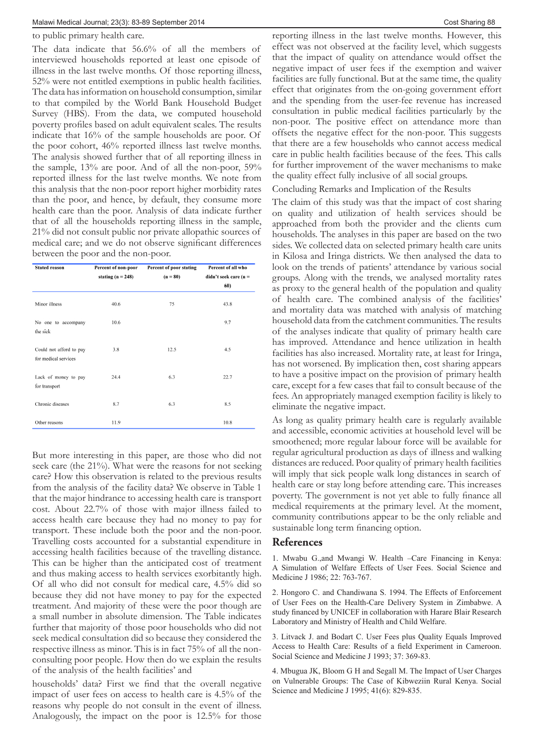to public primary health care.

The data indicate that 56.6% of all the members of interviewed households reported at least one episode of illness in the last twelve months. Of those reporting illness, 52% were not entitled exemptions in public health facilities. The data has information on household consumption, similar to that compiled by the World Bank Household Budget Survey (HBS). From the data, we computed household poverty profiles based on adult equivalent scales. The results indicate that 16% of the sample households are poor. Of the poor cohort, 46% reported illness last twelve months. The analysis showed further that of all reporting illness in the sample, 13% are poor. And of all the non-poor, 59% reported illness for the last twelve months. We note from this analysis that the non-poor report higher morbidity rates than the poor, and hence, by default, they consume more health care than the poor. Analysis of data indicate further that of all the households reporting illness in the sample, 21% did not consult public nor private allopathic sources of medical care; and we do not observe significant differences between the poor and the non-poor.

| Stated reason | Percent of non-poor stating (n = 248) | Percent of poor stating (n = 80) | Percent of all who didn't seek care (n = 60) |
|---|---|---|---|
| Minor illness | 40.6 | 75 | 43.8 |
| No one to accompany the sick | 10.6 | | 9.7 |
| Could not afford to pay for medical services | 3.8 | 12.5 | 4.5 |
| Lack of money to pay for transport | 24.4 | 6.3 | 22.7 |
| Chronic diseases | 8.7 | 6.3 | 8.5 |
| Other reasons | 11.9 | | 10.8 |

But more interesting in this paper, are those who did not seek care (the 21%). What were the reasons for not seeking care? How this observation is related to the previous results from the analysis of the facility data? We observe in Table 1 that the major hindrance to accessing health care is transport cost. About 22.7% of those with major illness failed to access health care because they had no money to pay for transport. These include both the poor and the non-poor. Travelling costs accounted for a substantial expenditure in accessing health facilities because of the travelling distance. This can be higher than the anticipated cost of treatment and thus making access to health services exorbitantly high. Of all who did not consult for medical care, 4.5% did so because they did not have money to pay for the expected treatment. And majority of these were the poor though are a small number in absolute dimension. The Table indicates further that majority of those poor households who did not seek medical consultation did so because they considered the respective illness as minor. This is in fact 75% of all the non-consulting poor people. How then do we explain the results of the analysis of the health facilities' and households' data? First we find that the overall negative impact of user fees on access to health care is 4.5% of the reasons why people do not consult in the event of illness. Analogously, the impact on the poor is 12.5% for those reporting illness in the last twelve months. However, this effect was not observed at the facility level, which suggests that the impact of quality on attendance would offset the negative impact of user fees if the exemption and waiver facilities are fully functional. But at the same time, the quality effect that originates from the on-going government effort and the spending from the user-fee revenue has increased consultation in public medical facilities particularly by the non-poor. The positive effect on attendance more than offsets the negative effect for the non-poor. This suggests that there are a few households who cannot access medical care in public health facilities because of the fees. This calls for further improvement of the waver mechanisms to make the quality effect fully inclusive of all social groups.

Concluding Remarks and Implication of the Results

The claim of this study was that the impact of cost sharing on quality and utilization of health services should be approached from both the provider and the clients cum households. The analyses in this paper are based on the two sides. We collected data on selected primary health care units in Kilosa and Iringa districts. We then analysed the data to look on the trends of patients' attendance by various social groups. Along with the trends, we analysed mortality rates as proxy to the general health of the population and quality of health care. The combined analysis of the facilities' and mortality data was matched with analysis of matching household data from the catchment communities. The results of the analyses indicate that quality of primary health care has improved. Attendance and hence utilization in health facilities has also increased. Mortality rate, at least for Iringa, has not worsened. By implication then, cost sharing appears to have a positive impact on the provision of primary health care, except for a few cases that fail to consult because of the fees. An appropriately managed exemption facility is likely to eliminate the negative impact.

As long as quality primary health care is regularly available and accessible, economic activities at household level will be smoothened; more regular labour force will be available for regular agricultural production as days of illness and walking distances are reduced. Poor quality of primary health facilities will imply that sick people walk long distances in search of health care or stay long before attending care. This increases poverty. The government is not yet able to fully finance all medical requirements at the primary level. At the moment, community contributions appear to be the only reliable and sustainable long term financing option.

## References

1. Mwabu G.,and Mwangi W. Health –Care Financing in Kenya: A Simulation of Welfare Effects of User Fees. Social Science and Medicine J 1986; 22: 763-767.

2. Hongoro C. and Chandiwana S. 1994. The Effects of Enforcement of User Fees on the Health-Care Delivery System in Zimbabwe. A study financed by UNICEF in collaboration with Harare Blair Research Laboratory and Ministry of Health and Child Welfare.

3. Litvack J. and Bodart C. User Fees plus Quality Equals Improved Access to Health Care: Results of a field Experiment in Cameroon. Social Science and Medicine J 1993; 37: 369-83.

4. Mbugua JK, Bloom G H and Segall M. The Impact of User Charges on Vulnerable Groups: The Case of Kibweziin Rural Kenya. Social Science and Medicine J 1995; 41(6): 829-835.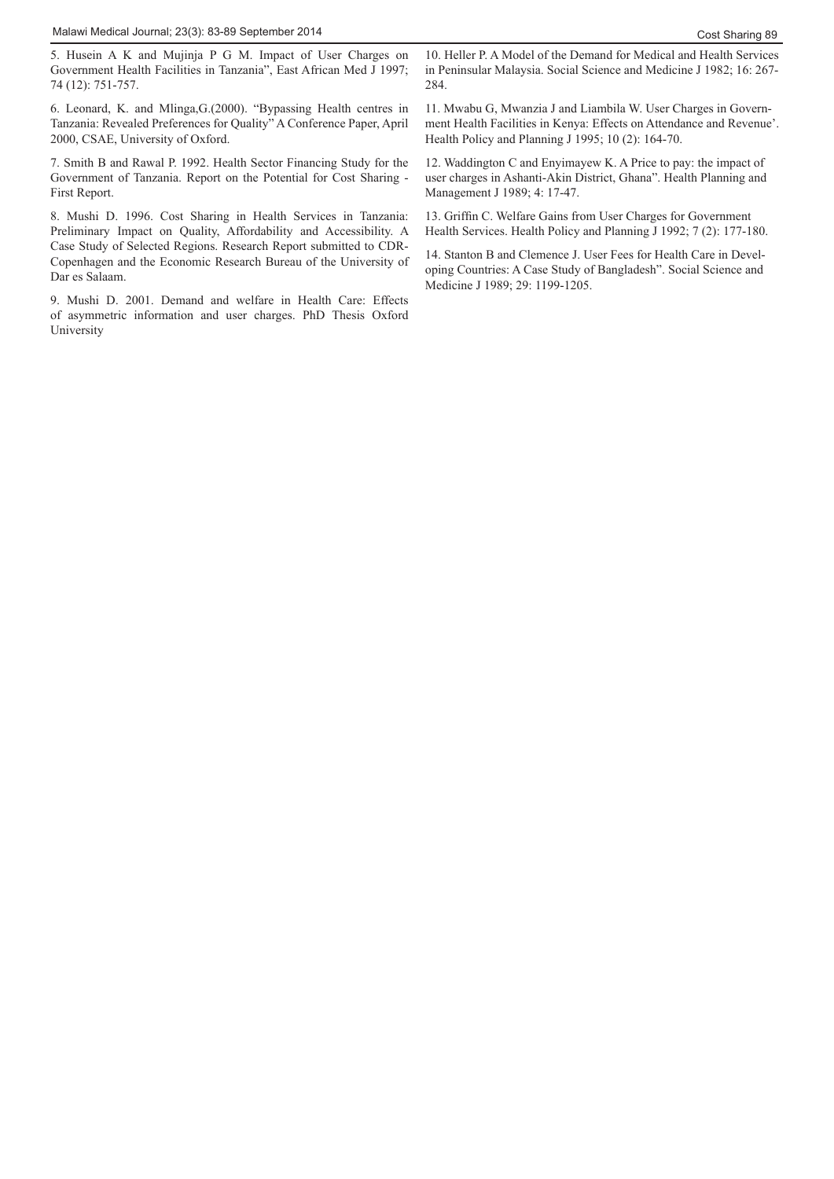5. Husein A K and Mujinja P G M. Impact of User Charges on Government Health Facilities in Tanzania", East African Med J 1997; 74 (12): 751-757.

6. Leonard, K. and Mlinga,G.(2000). "Bypassing Health centres in Tanzania: Revealed Preferences for Quality" A Conference Paper, April 2000, CSAE, University of Oxford.

7. Smith B and Rawal P. 1992. Health Sector Financing Study for the Government of Tanzania. Report on the Potential for Cost Sharing - First Report.

8. Mushi D. 1996. Cost Sharing in Health Services in Tanzania: Preliminary Impact on Quality, Affordability and Accessibility. A Case Study of Selected Regions. Research Report submitted to CDR-Copenhagen and the Economic Research Bureau of the University of Dar es Salaam.

9. Mushi D. 2001. Demand and welfare in Health Care: Effects of asymmetric information and user charges. PhD Thesis Oxford University

10. Heller P. A Model of the Demand for Medical and Health Services in Peninsular Malaysia. Social Science and Medicine J 1982; 16: 267-284.

11. Mwabu G, Mwanzia J and Liambila W. User Charges in Government Health Facilities in Kenya: Effects on Attendance and Revenue'. Health Policy and Planning J 1995; 10 (2): 164-70.

12. Waddington C and Enyimayew K. A Price to pay: the impact of user charges in Ashanti-Akin District, Ghana". Health Planning and Management J 1989; 4: 17-47.

13. Griffin C. Welfare Gains from User Charges for Government Health Services. Health Policy and Planning J 1992; 7 (2): 177-180.

14. Stanton B and Clemence J. User Fees for Health Care in Developing Countries: A Case Study of Bangladesh". Social Science and Medicine J 1989; 29: 1199-1205.